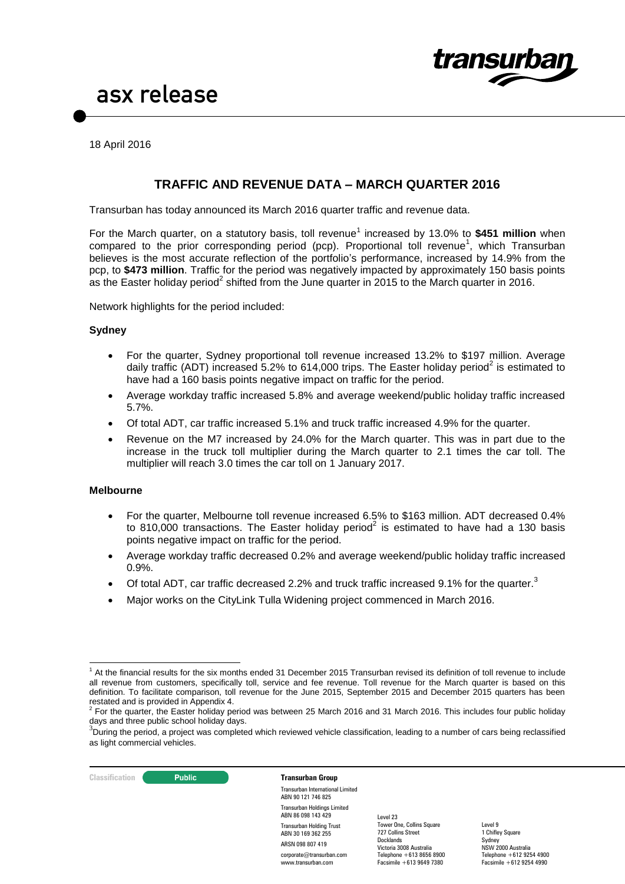asx release

18 April 2016

## TRAFFIC AND REVENUE DATA – MARCH QUARTER 2016

Transurban has today announced its March 2016 quarter traffic and revenue data.

For the March quarter, on a statutory basis, toll revenue[1] increased by 13.0% to **$451 million** when compared to the prior corresponding period (pcp). Proportional toll revenue[1], which Transurban believes is the most accurate reflection of the portfolio's performance, increased by 14.9% from the pcp, to **$473 million**. Traffic for the period was negatively impacted by approximately 150 basis points as the Easter holiday period[2] shifted from the June quarter in 2015 to the March quarter in 2016.

Network highlights for the period included:

### Sydney

- For the quarter, Sydney proportional toll revenue increased 13.2% to $197 million. Average daily traffic (ADT) increased 5.2% to 614,000 trips. The Easter holiday period[2] is estimated to have had a 160 basis points negative impact on traffic for the period.
- Average workday traffic increased 5.8% and average weekend/public holiday traffic increased 5.7%.
- Of total ADT, car traffic increased 5.1% and truck traffic increased 4.9% for the quarter.
- Revenue on the M7 increased by 24.0% for the March quarter. This was in part due to the increase in the truck toll multiplier during the March quarter to 2.1 times the car toll. The multiplier will reach 3.0 times the car toll on 1 January 2017.

### Melbourne

- For the quarter, Melbourne toll revenue increased 6.5% to $163 million. ADT decreased 0.4% to 810,000 transactions. The Easter holiday period[2] is estimated to have had a 130 basis points negative impact on traffic for the period.
- Average workday traffic decreased 0.2% and average weekend/public holiday traffic increased 0.9%.
- Of total ADT, car traffic decreased 2.2% and truck traffic increased 9.1% for the quarter.[3]
- Major works on the CityLink Tulla Widening project commenced in March 2016.

---

[1] At the financial results for the six months ended 31 December 2015 Transurban revised its definition of toll revenue to include all revenue from customers, specifically toll, service and fee revenue. Toll revenue for the March quarter is based on this definition. To facilitate comparison, toll revenue for the June 2015, September 2015 and December 2015 quarters has been restated and is provided in Appendix 4.

[2] For the quarter, the Easter holiday period was between 25 March 2016 and 31 March 2016. This includes four public holiday days and three public school holiday days.

[3] During the period, a project was completed which reviewed vehicle classification, leading to a number of cars being reclassified as light commercial vehicles.

Classification: Public

**Transurban Group**

Transurban International Limited
ABN 90 121 746 825

Transurban Holdings Limited
ABN 86 098 143 429

Transurban Holding Trust
ABN 30 169 362 255

ARSN 098 807 419

corporate@transurban.com
www.transurban.com

Level 23
Tower One, Collins Square
727 Collins Street
Docklands
Victoria 3008 Australia
Telephone +613 8656 8900
Facsimile +613 9649 7380

Level 9
1 Chifley Square
Sydney
NSW 2000 Australia
Telephone +612 9254 4900
Facsimile +612 9254 4990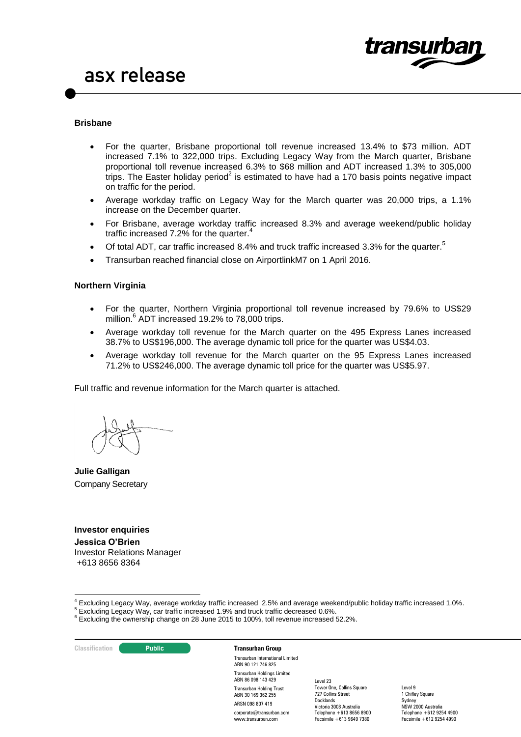### Brisbane

- For the quarter, Brisbane proportional toll revenue increased 13.4% to $73 million. ADT increased 7.1% to 322,000 trips. Excluding Legacy Way from the March quarter, Brisbane proportional toll revenue increased 6.3% to $68 million and ADT increased 1.3% to 305,000 trips. The Easter holiday period[2] is estimated to have had a 170 basis points negative impact on traffic for the period.
- Average workday traffic on Legacy Way for the March quarter was 20,000 trips, a 1.1% increase on the December quarter.
- For Brisbane, average workday traffic increased 8.3% and average weekend/public holiday traffic increased 7.2% for the quarter.[4]
- Of total ADT, car traffic increased 8.4% and truck traffic increased 3.3% for the quarter.[5]
- Transurban reached financial close on AirportlinkM7 on 1 April 2016.

### Northern Virginia

- For the quarter, Northern Virginia proportional toll revenue increased by 79.6% to US$29 million.[6] ADT increased 19.2% to 78,000 trips.
- Average workday toll revenue for the March quarter on the 495 Express Lanes increased 38.7% to US$196,000. The average dynamic toll price for the quarter was US$4.03.
- Average workday toll revenue for the March quarter on the 95 Express Lanes increased 71.2% to US$246,000. The average dynamic toll price for the quarter was US$5.97.

Full traffic and revenue information for the March quarter is attached.

**Julie Galligan**
Company Secretary

**Investor enquiries**
**Jessica O'Brien**
Investor Relations Manager
+613 8656 8364

[4] Excluding Legacy Way, average workday traffic increased 2.5% and average weekend/public holiday traffic increased 1.0%.
[5] Excluding Legacy Way, car traffic increased 1.9% and truck traffic decreased 0.6%.
[6] Excluding the ownership change on 28 June 2015 to 100%, toll revenue increased 52.2%.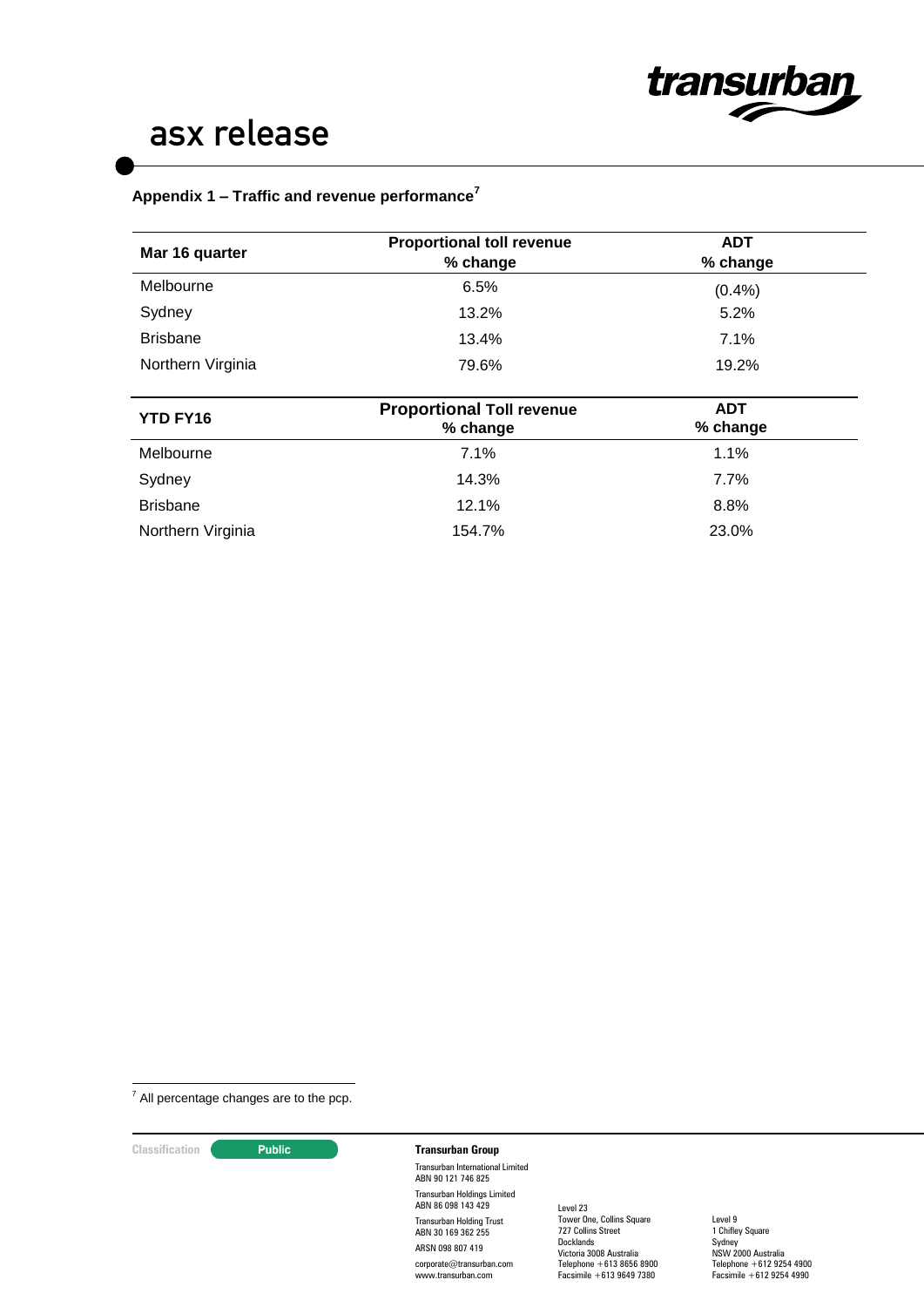## Appendix 1 – Traffic and revenue performance[7]

| Mar 16 quarter | Proportional toll revenue % change | ADT % change |
|---|---|---|
| Melbourne | 6.5% | (0.4%) |
| Sydney | 13.2% | 5.2% |
| Brisbane | 13.4% | 7.1% |
| Northern Virginia | 79.6% | 19.2% |

| YTD FY16 | Proportional Toll revenue % change | ADT % change |
|---|---|---|
| Melbourne | 7.1% | 1.1% |
| Sydney | 14.3% | 7.7% |
| Brisbane | 12.1% | 8.8% |
| Northern Virginia | 154.7% | 23.0% |

[7] All percentage changes are to the pcp.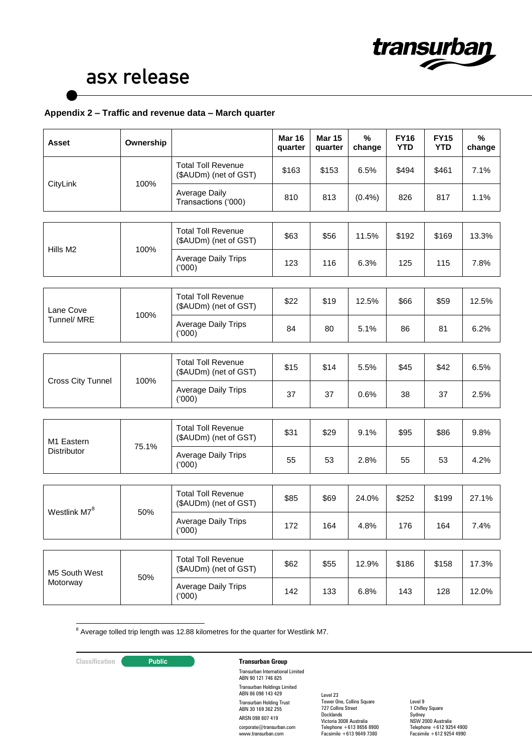## Appendix 2 – Traffic and revenue data – March quarter

| Asset | Ownership | | Mar 16 quarter | Mar 15 quarter | % change | FY16 YTD | FY15 YTD | % change |
|---|---|---|---|---|---|---|---|---|
| CityLink | 100% | Total Toll Revenue ($AUDm) (net of GST) | $163 | $153 | 6.5% | $494 | $461 | 7.1% |
| | | Average Daily Transactions ('000) | 810 | 813 | (0.4%) | 826 | 817 | 1.1% |
| Hills M2 | 100% | Total Toll Revenue ($AUDm) (net of GST) | $63 | $56 | 11.5% | $192 | $169 | 13.3% |
| | | Average Daily Trips ('000) | 123 | 116 | 6.3% | 125 | 115 | 7.8% |
| Lane Cove Tunnel/ MRE | 100% | Total Toll Revenue ($AUDm) (net of GST) | $22 | $19 | 12.5% | $66 | $59 | 12.5% |
| | | Average Daily Trips ('000) | 84 | 80 | 5.1% | 86 | 81 | 6.2% |
| Cross City Tunnel | 100% | Total Toll Revenue ($AUDm) (net of GST) | $15 | $14 | 5.5% | $45 | $42 | 6.5% |
| | | Average Daily Trips ('000) | 37 | 37 | 0.6% | 38 | 37 | 2.5% |
| M1 Eastern Distributor | 75.1% | Total Toll Revenue ($AUDm) (net of GST) | $31 | $29 | 9.1% | $95 | $86 | 9.8% |
| | | Average Daily Trips ('000) | 55 | 53 | 2.8% | 55 | 53 | 4.2% |
| Westlink M7[8] | 50% | Total Toll Revenue ($AUDm) (net of GST) | $85 | $69 | 24.0% | $252 | $199 | 27.1% |
| | | Average Daily Trips ('000) | 172 | 164 | 4.8% | 176 | 164 | 7.4% |
| M5 South West Motorway | 50% | Total Toll Revenue ($AUDm) (net of GST) | $62 | $55 | 12.9% | $186 | $158 | 17.3% |
| | | Average Daily Trips ('000) | 142 | 133 | 6.8% | 143 | 128 | 12.0% |

[8] Average tolled trip length was 12.88 kilometres for the quarter for Westlink M7.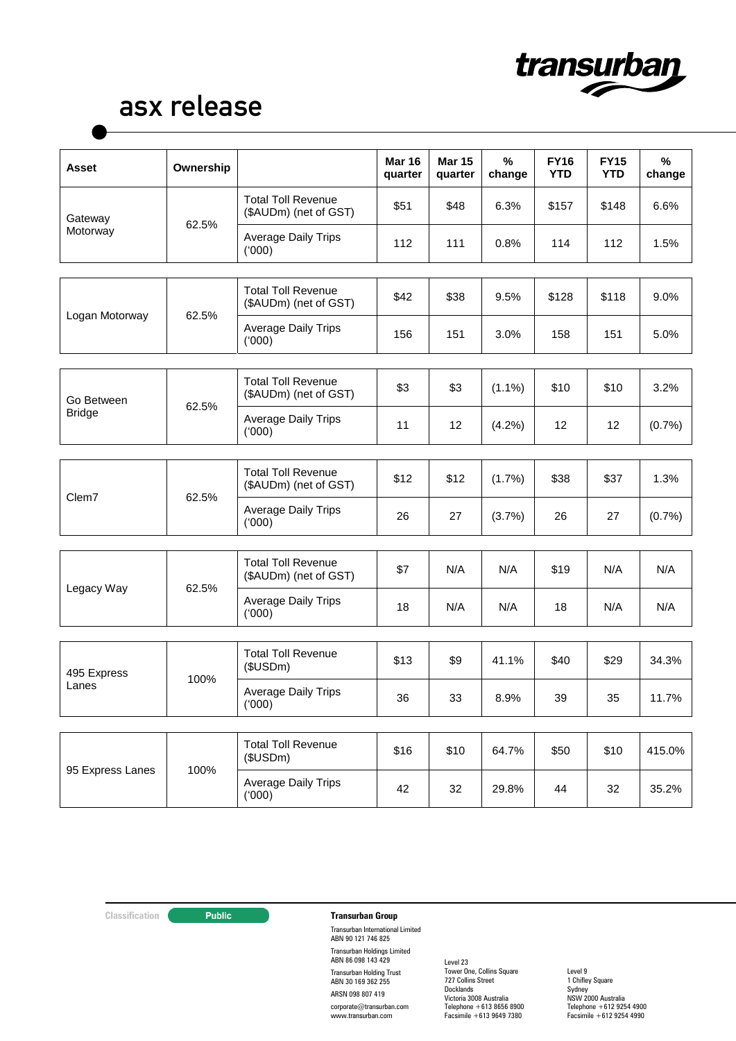| Asset | Ownership | | Mar 16 quarter | Mar 15 quarter | % change | FY16 YTD | FY15 YTD | % change |
|---|---|---|---|---|---|---|---|---|
| Gateway Motorway | 62.5% | Total Toll Revenue ($AUDm) (net of GST) | $51 | $48 | 6.3% | $157 | $148 | 6.6% |
| | | Average Daily Trips ('000) | 112 | 111 | 0.8% | 114 | 112 | 1.5% |
| Logan Motorway | 62.5% | Total Toll Revenue ($AUDm) (net of GST) | $42 | $38 | 9.5% | $128 | $118 | 9.0% |
| | | Average Daily Trips ('000) | 156 | 151 | 3.0% | 158 | 151 | 5.0% |
| Go Between Bridge | 62.5% | Total Toll Revenue ($AUDm) (net of GST) | $3 | $3 | (1.1%) | $10 | $10 | 3.2% |
| | | Average Daily Trips ('000) | 11 | 12 | (4.2%) | 12 | 12 | (0.7%) |
| Clem7 | 62.5% | Total Toll Revenue ($AUDm) (net of GST) | $12 | $12 | (1.7%) | $38 | $37 | 1.3% |
| | | Average Daily Trips ('000) | 26 | 27 | (3.7%) | 26 | 27 | (0.7%) |
| Legacy Way | 62.5% | Total Toll Revenue ($AUDm) (net of GST) | $7 | N/A | N/A | $19 | N/A | N/A |
| | | Average Daily Trips ('000) | 18 | N/A | N/A | 18 | N/A | N/A |
| 495 Express Lanes | 100% | Total Toll Revenue ($USDm) | $13 | $9 | 41.1% | $40 | $29 | 34.3% |
| | | Average Daily Trips ('000) | 36 | 33 | 8.9% | 39 | 35 | 11.7% |
| 95 Express Lanes | 100% | Total Toll Revenue ($USDm) | $16 | $10 | 64.7% | $50 | $10 | 415.0% |
| | | Average Daily Trips ('000) | 42 | 32 | 29.8% | 44 | 32 | 35.2% |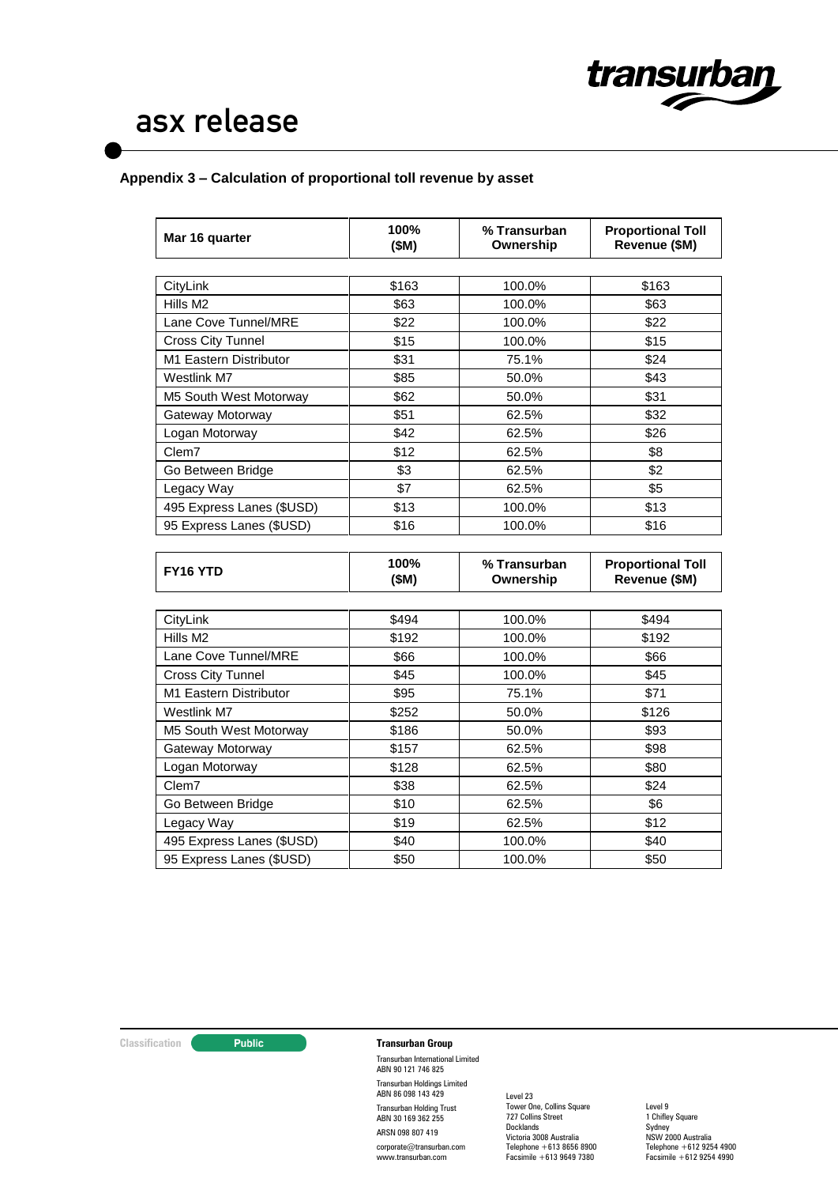**Appendix 3 – Calculation of proportional toll revenue by asset**

| Mar 16 quarter | 100% ($M) | % Transurban Ownership | Proportional Toll Revenue ($M) |
|---|---|---|---|
| CityLink | $163 | 100.0% | $163 |
| Hills M2 | $63 | 100.0% | $63 |
| Lane Cove Tunnel/MRE | $22 | 100.0% | $22 |
| Cross City Tunnel | $15 | 100.0% | $15 |
| M1 Eastern Distributor | $31 | 75.1% | $24 |
| Westlink M7 | $85 | 50.0% | $43 |
| M5 South West Motorway | $62 | 50.0% | $31 |
| Gateway Motorway | $51 | 62.5% | $32 |
| Logan Motorway | $42 | 62.5% | $26 |
| Clem7 | $12 | 62.5% | $8 |
| Go Between Bridge | $3 | 62.5% | $2 |
| Legacy Way | $7 | 62.5% | $5 |
| 495 Express Lanes ($USD) | $13 | 100.0% | $13 |
| 95 Express Lanes ($USD) | $16 | 100.0% | $16 |

| FY16 YTD | 100% ($M) | % Transurban Ownership | Proportional Toll Revenue ($M) |
|---|---|---|---|
| CityLink | $494 | 100.0% | $494 |
| Hills M2 | $192 | 100.0% | $192 |
| Lane Cove Tunnel/MRE | $66 | 100.0% | $66 |
| Cross City Tunnel | $45 | 100.0% | $45 |
| M1 Eastern Distributor | $95 | 75.1% | $71 |
| Westlink M7 | $252 | 50.0% | $126 |
| M5 South West Motorway | $186 | 50.0% | $93 |
| Gateway Motorway | $157 | 62.5% | $98 |
| Logan Motorway | $128 | 62.5% | $80 |
| Clem7 | $38 | 62.5% | $24 |
| Go Between Bridge | $10 | 62.5% | $6 |
| Legacy Way | $19 | 62.5% | $12 |
| 495 Express Lanes ($USD) | $40 | 100.0% | $40 |
| 95 Express Lanes ($USD) | $50 | 100.0% | $50 |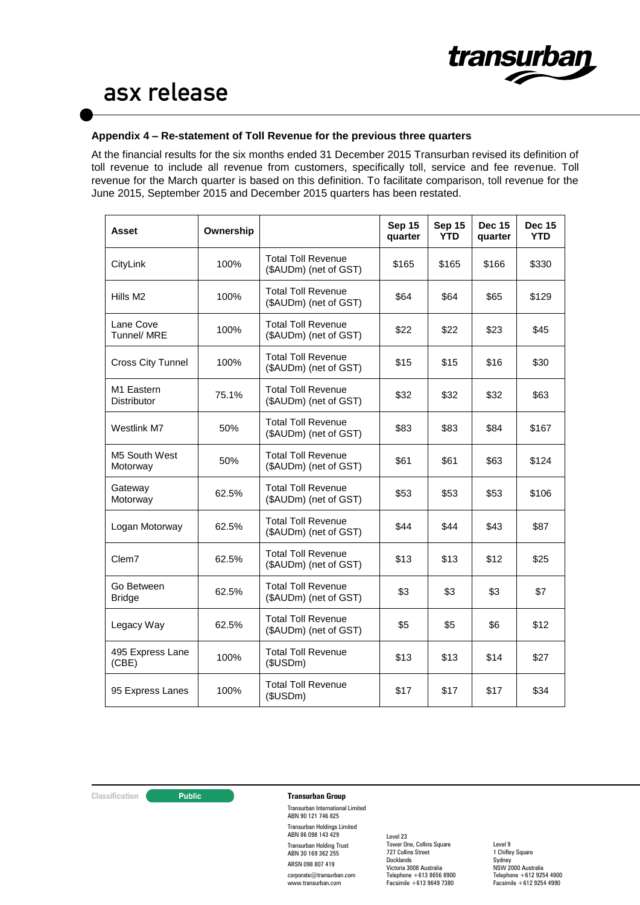### Appendix 4 – Re-statement of Toll Revenue for the previous three quarters

At the financial results for the six months ended 31 December 2015 Transurban revised its definition of toll revenue to include all revenue from customers, specifically toll, service and fee revenue. Toll revenue for the March quarter is based on this definition. To facilitate comparison, toll revenue for the June 2015, September 2015 and December 2015 quarters has been restated.

| Asset | Ownership | | Sep 15 quarter | Sep 15 YTD | Dec 15 quarter | Dec 15 YTD |
|---|---|---|---|---|---|---|
| CityLink | 100% | Total Toll Revenue ($AUDm) (net of GST) | $165 | $165 | $166 | $330 |
| Hills M2 | 100% | Total Toll Revenue ($AUDm) (net of GST) | $64 | $64 | $65 | $129 |
| Lane Cove Tunnel/ MRE | 100% | Total Toll Revenue ($AUDm) (net of GST) | $22 | $22 | $23 | $45 |
| Cross City Tunnel | 100% | Total Toll Revenue ($AUDm) (net of GST) | $15 | $15 | $16 | $30 |
| M1 Eastern Distributor | 75.1% | Total Toll Revenue ($AUDm) (net of GST) | $32 | $32 | $32 | $63 |
| Westlink M7 | 50% | Total Toll Revenue ($AUDm) (net of GST) | $83 | $83 | $84 | $167 |
| M5 South West Motorway | 50% | Total Toll Revenue ($AUDm) (net of GST) | $61 | $61 | $63 | $124 |
| Gateway Motorway | 62.5% | Total Toll Revenue ($AUDm) (net of GST) | $53 | $53 | $53 | $106 |
| Logan Motorway | 62.5% | Total Toll Revenue ($AUDm) (net of GST) | $44 | $44 | $43 | $87 |
| Clem7 | 62.5% | Total Toll Revenue ($AUDm) (net of GST) | $13 | $13 | $12 | $25 |
| Go Between Bridge | 62.5% | Total Toll Revenue ($AUDm) (net of GST) | $3 | $3 | $3 | $7 |
| Legacy Way | 62.5% | Total Toll Revenue ($AUDm) (net of GST) | $5 | $5 | $6 | $12 |
| 495 Express Lane (CBE) | 100% | Total Toll Revenue ($USDm) | $13 | $13 | $14 | $27 |
| 95 Express Lanes | 100% | Total Toll Revenue ($USDm) | $17 | $17 | $17 | $34 |